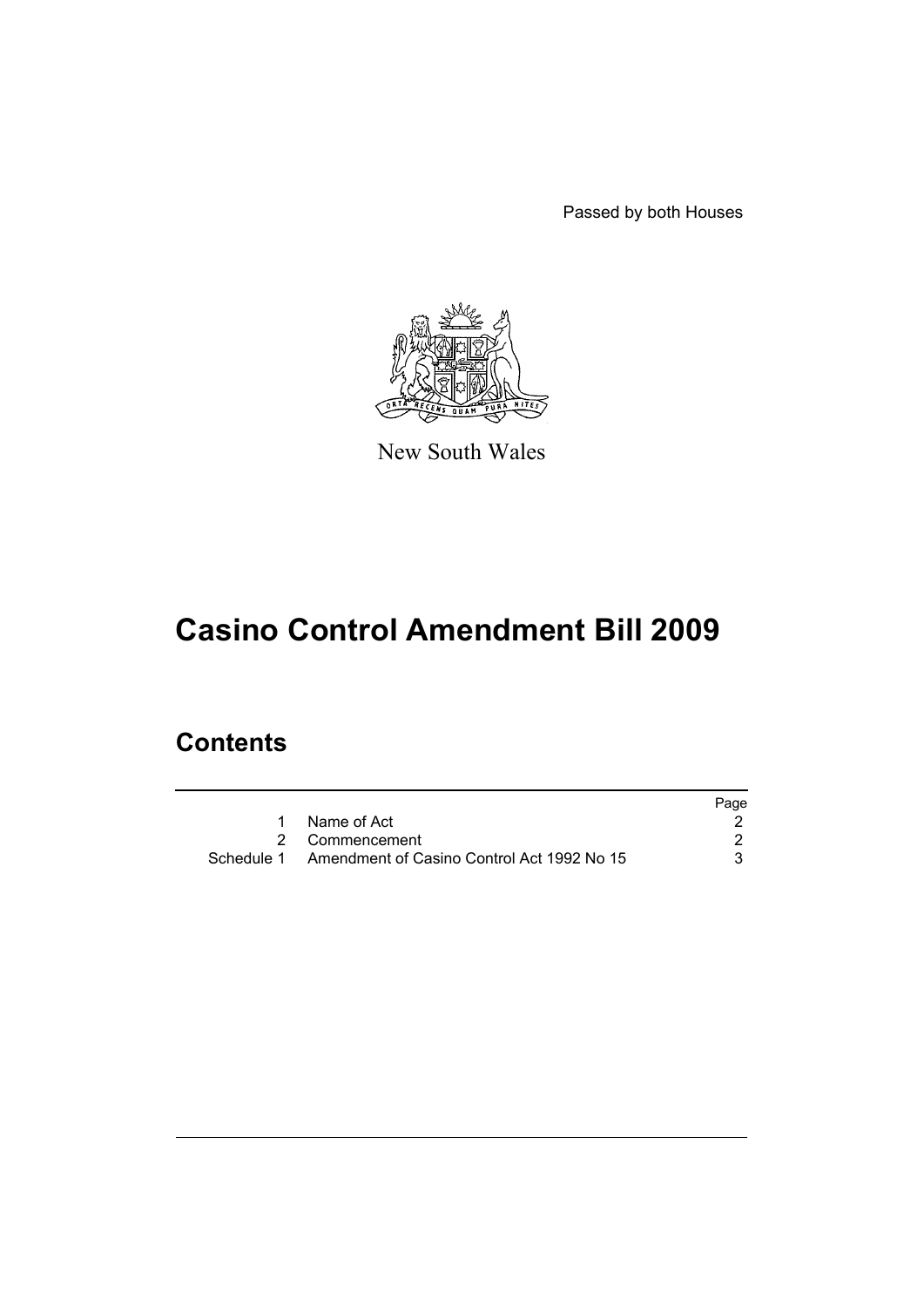Passed by both Houses

New South Wales

# Casino Control Amendment Bill 2009

## Contents

| | | Page |
|---|---|---|
| 1 | Name of Act | 2 |
| 2 | Commencement | 2 |
| Schedule 1 | Amendment of Casino Control Act 1992 No 15 | 3 |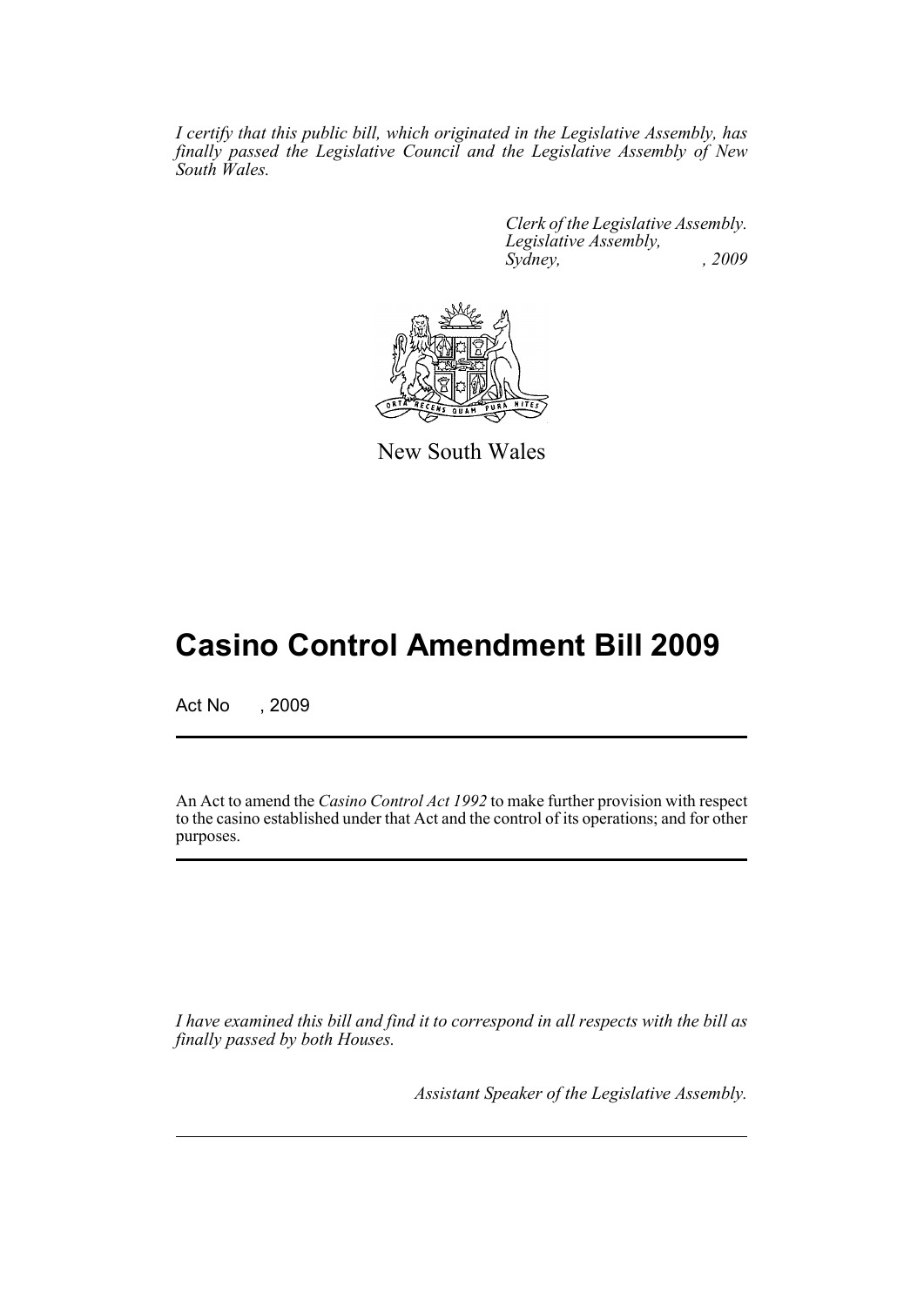*I certify that this public bill, which originated in the Legislative Assembly, has finally passed the Legislative Council and the Legislative Assembly of New South Wales.*

*Clerk of the Legislative Assembly.*
*Legislative Assembly,*
*Sydney, , 2009*

New South Wales

# Casino Control Amendment Bill 2009

Act No , 2009

An Act to amend the *Casino Control Act 1992* to make further provision with respect to the casino established under that Act and the control of its operations; and for other purposes.

*I have examined this bill and find it to correspond in all respects with the bill as finally passed by both Houses.*

*Assistant Speaker of the Legislative Assembly.*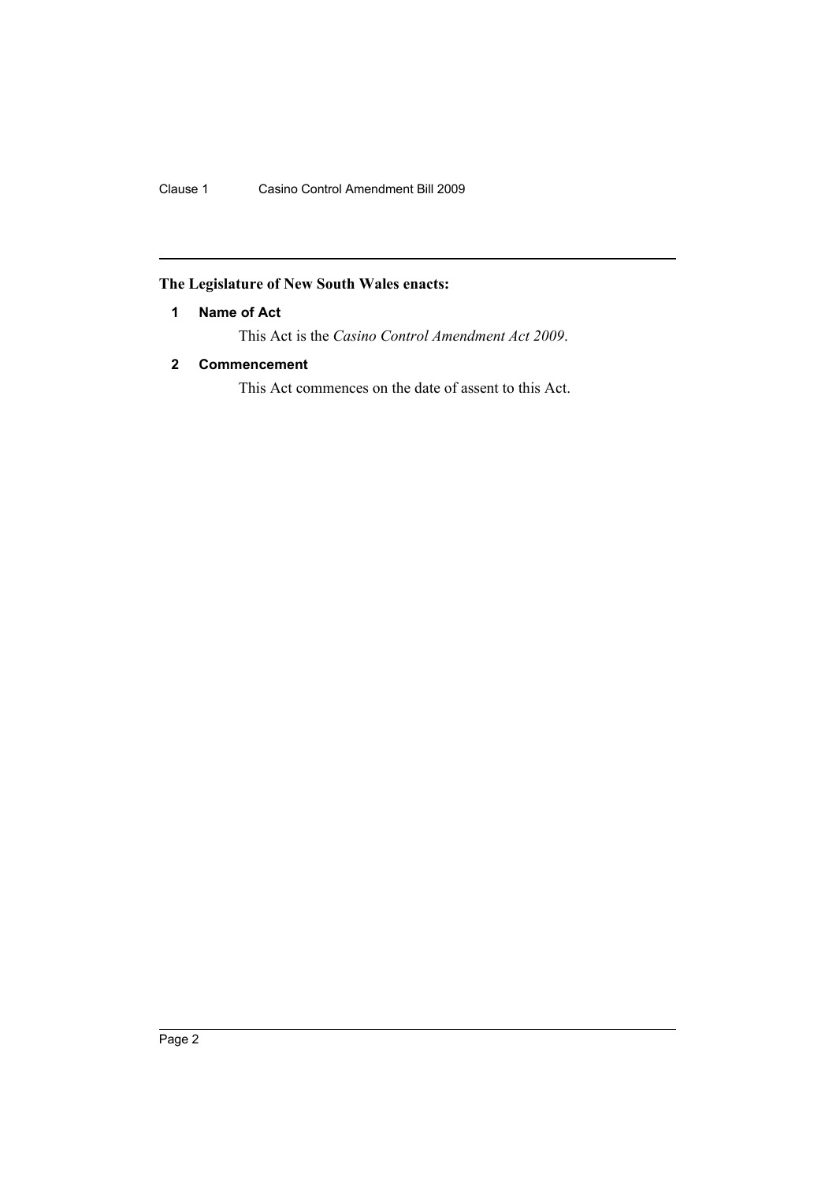**The Legislature of New South Wales enacts:**

### 1 Name of Act

This Act is the *Casino Control Amendment Act 2009*.

### 2 Commencement

This Act commences on the date of assent to this Act.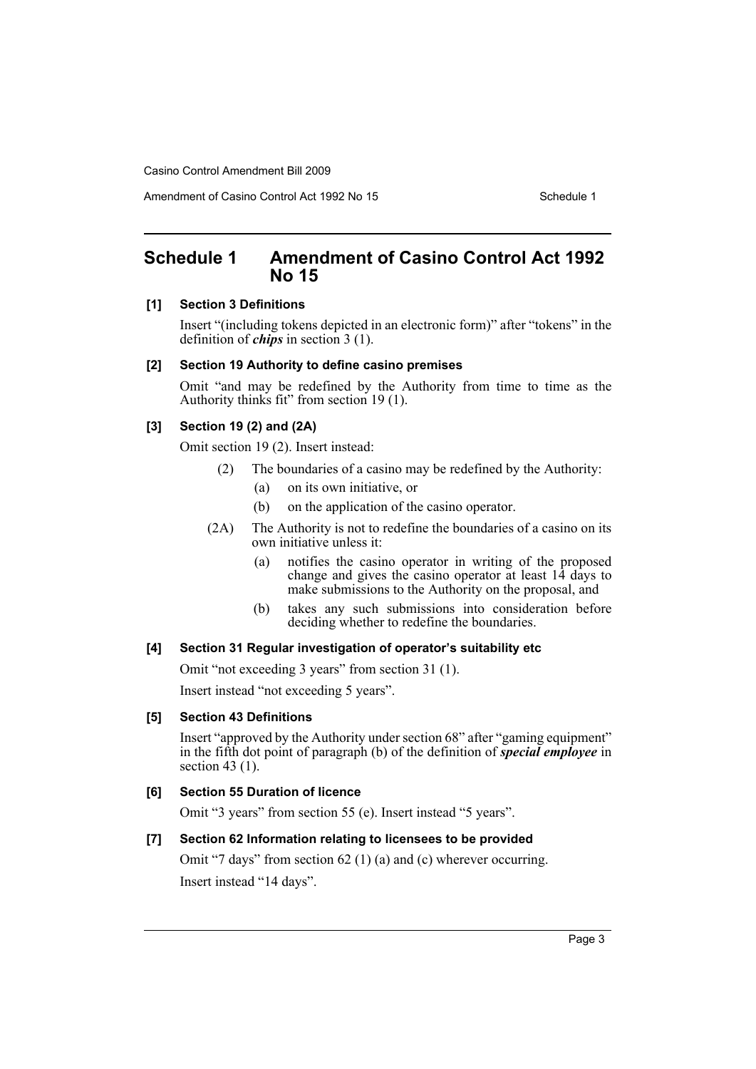# Schedule 1 Amendment of Casino Control Act 1992 No 15

**[1] Section 3 Definitions**

Insert "(including tokens depicted in an electronic form)" after "tokens" in the definition of ***chips*** in section 3 (1).

**[2] Section 19 Authority to define casino premises**

Omit "and may be redefined by the Authority from time to time as the Authority thinks fit" from section 19 (1).

**[3] Section 19 (2) and (2A)**

Omit section 19 (2). Insert instead:

> (2) The boundaries of a casino may be redefined by the Authority:
>
> (a) on its own initiative, or
>
> (b) on the application of the casino operator.
>
> (2A) The Authority is not to redefine the boundaries of a casino on its own initiative unless it:
>
> (a) notifies the casino operator in writing of the proposed change and gives the casino operator at least 14 days to make submissions to the Authority on the proposal, and
>
> (b) takes any such submissions into consideration before deciding whether to redefine the boundaries.

**[4] Section 31 Regular investigation of operator's suitability etc**

Omit "not exceeding 3 years" from section 31 (1).

Insert instead "not exceeding 5 years".

**[5] Section 43 Definitions**

Insert "approved by the Authority under section 68" after "gaming equipment" in the fifth dot point of paragraph (b) of the definition of ***special employee*** in section 43 (1).

**[6] Section 55 Duration of licence**

Omit "3 years" from section 55 (e). Insert instead "5 years".

**[7] Section 62 Information relating to licensees to be provided**

Omit "7 days" from section 62 (1) (a) and (c) wherever occurring.

Insert instead "14 days".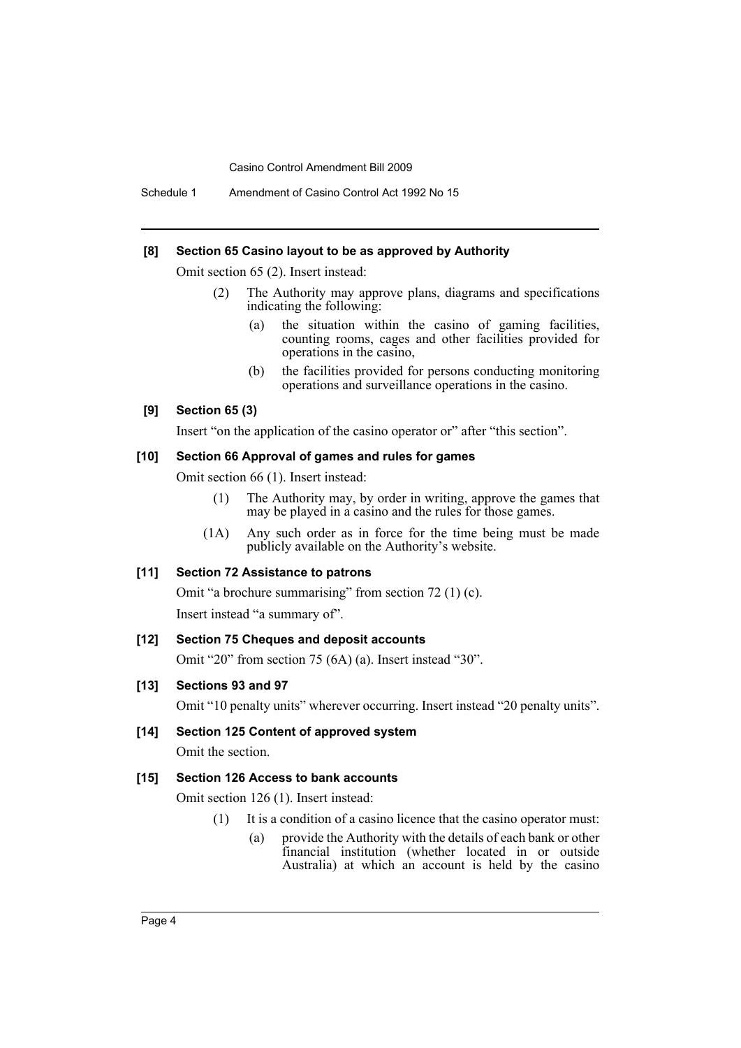**[8] Section 65 Casino layout to be as approved by Authority**

Omit section 65 (2). Insert instead:

> (2) The Authority may approve plans, diagrams and specifications indicating the following:
>
> (a) the situation within the casino of gaming facilities, counting rooms, cages and other facilities provided for operations in the casino,
>
> (b) the facilities provided for persons conducting monitoring operations and surveillance operations in the casino.

**[9] Section 65 (3)**

Insert "on the application of the casino operator or" after "this section".

**[10] Section 66 Approval of games and rules for games**

Omit section 66 (1). Insert instead:

> (1) The Authority may, by order in writing, approve the games that may be played in a casino and the rules for those games.
>
> (1A) Any such order as in force for the time being must be made publicly available on the Authority's website.

**[11] Section 72 Assistance to patrons**

Omit "a brochure summarising" from section 72 (1) (c).

Insert instead "a summary of".

**[12] Section 75 Cheques and deposit accounts**

Omit "20" from section 75 (6A) (a). Insert instead "30".

**[13] Sections 93 and 97**

Omit "10 penalty units" wherever occurring. Insert instead "20 penalty units".

**[14] Section 125 Content of approved system**

Omit the section.

**[15] Section 126 Access to bank accounts**

Omit section 126 (1). Insert instead:

> (1) It is a condition of a casino licence that the casino operator must:
>
> (a) provide the Authority with the details of each bank or other financial institution (whether located in or outside Australia) at which an account is held by the casino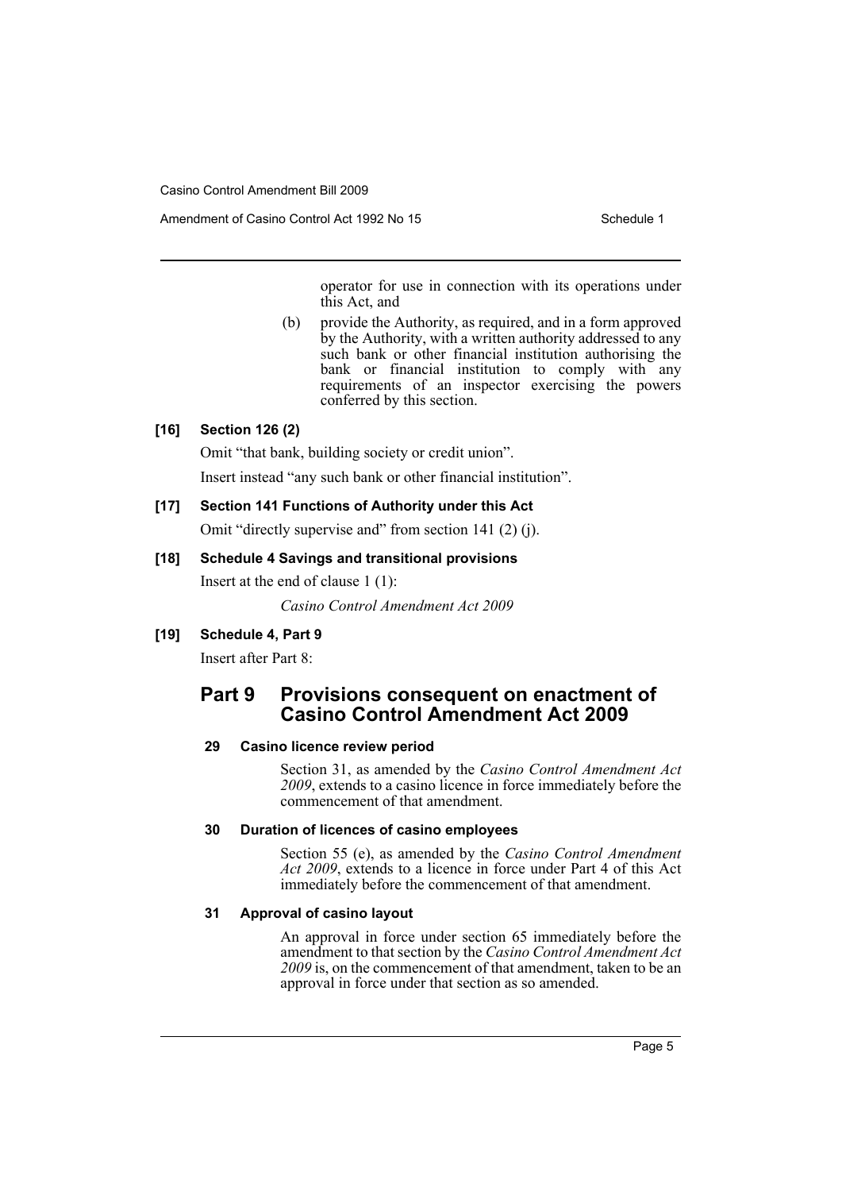operator for use in connection with its operations under this Act, and

(b) provide the Authority, as required, and in a form approved by the Authority, with a written authority addressed to any such bank or other financial institution authorising the bank or financial institution to comply with any requirements of an inspector exercising the powers conferred by this section.

**[16] Section 126 (2)**

Omit "that bank, building society or credit union".

Insert instead "any such bank or other financial institution".

**[17] Section 141 Functions of Authority under this Act**

Omit "directly supervise and" from section 141 (2) (j).

**[18] Schedule 4 Savings and transitional provisions**

Insert at the end of clause 1 (1):

*Casino Control Amendment Act 2009*

**[19] Schedule 4, Part 9**

Insert after Part 8:

## Part 9 Provisions consequent on enactment of Casino Control Amendment Act 2009

**29 Casino licence review period**

Section 31, as amended by the *Casino Control Amendment Act 2009*, extends to a casino licence in force immediately before the commencement of that amendment.

**30 Duration of licences of casino employees**

Section 55 (e), as amended by the *Casino Control Amendment Act 2009*, extends to a licence in force under Part 4 of this Act immediately before the commencement of that amendment.

**31 Approval of casino layout**

An approval in force under section 65 immediately before the amendment to that section by the *Casino Control Amendment Act 2009* is, on the commencement of that amendment, taken to be an approval in force under that section as so amended.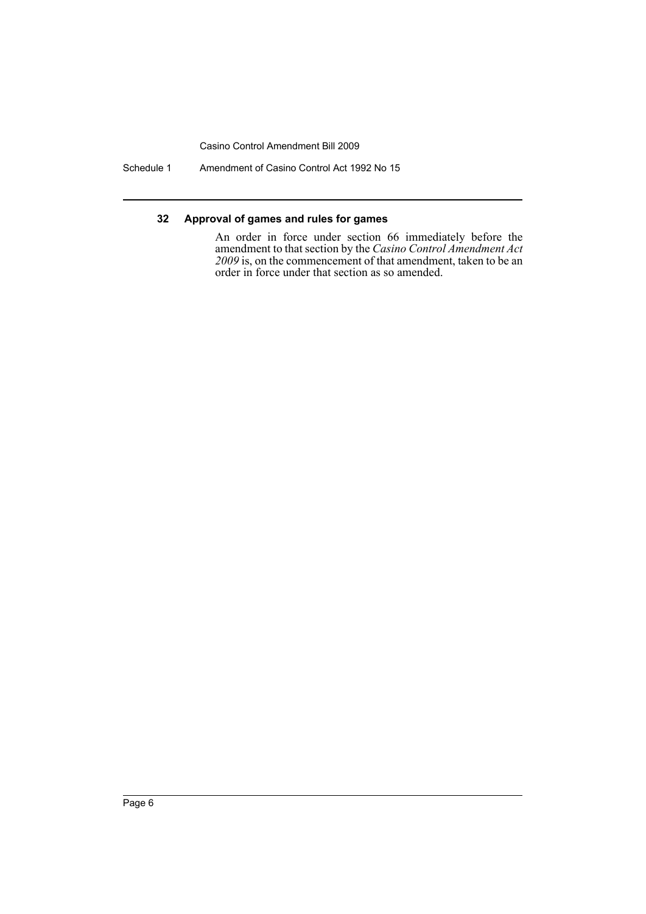### 32 Approval of games and rules for games

An order in force under section 66 immediately before the amendment to that section by the *Casino Control Amendment Act 2009* is, on the commencement of that amendment, taken to be an order in force under that section as so amended.